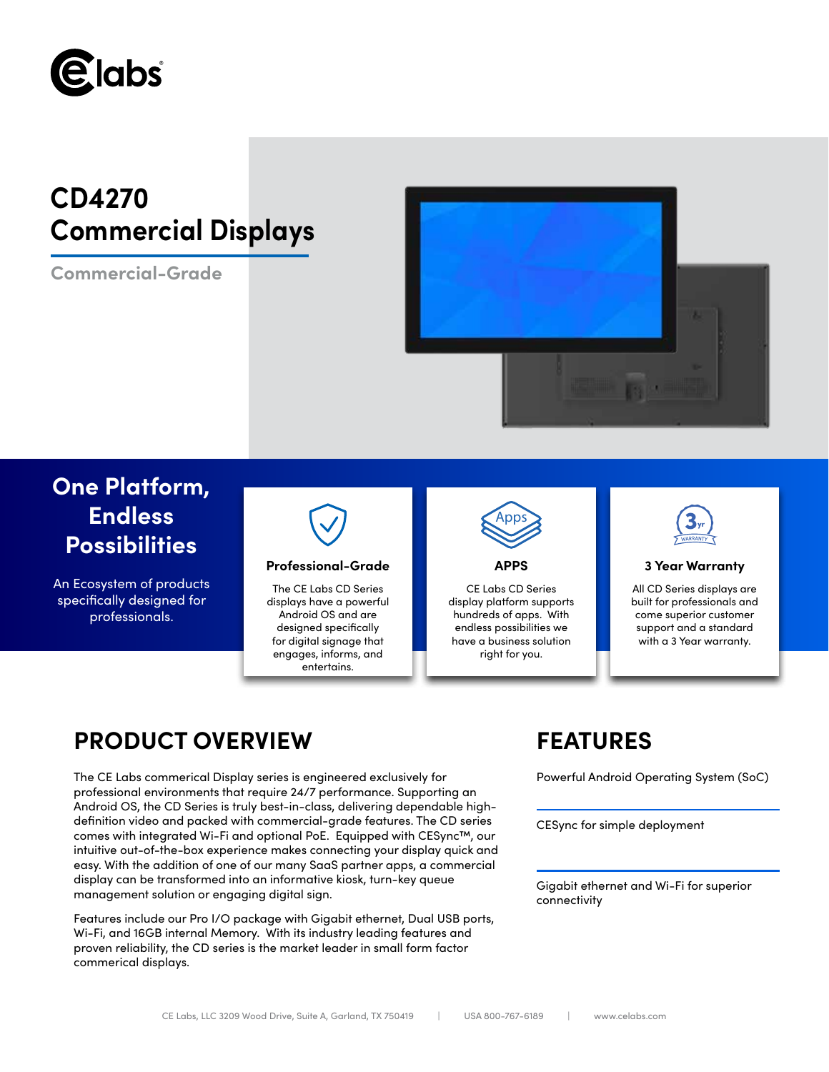# CD4270 Commercial Displays

**Commercial-Grade**

## One Platform, Endless Possibilities

An Ecosystem of products specifically designed for professionals.

### Professional-Grade

The CE Labs CD Series displays have a powerful Android OS and are designed specifically for digital signage that engages, informs, and entertains.

### APPS

CE Labs CD Series display platform supports hundreds of apps. With endless possibilities we have a business solution right for you.

### 3 Year Warranty

All CD Series displays are built for professionals and come superior customer support and a standard with a 3 Year warranty.

## PRODUCT OVERVIEW

The CE Labs commerical Display series is engineered exclusively for professional environments that require 24/7 performance. Supporting an Android OS, the CD Series is truly best-in-class, delivering dependable high-definition video and packed with commercial-grade features. The CD series comes with integrated Wi-Fi and optional PoE. Equipped with CESync™, our intuitive out-of-the-box experience makes connecting your display quick and easy. With the addition of one of our many SaaS partner apps, a commercial display can be transformed into an informative kiosk, turn-key queue management solution or engaging digital sign.

Features include our Pro I/O package with Gigabit ethernet, Dual USB ports, Wi-Fi, and 16GB internal Memory. With its industry leading features and proven reliability, the CD series is the market leader in small form factor commerical displays.

## FEATURES

Powerful Android Operating System (SoC)

CESync for simple deployment

Gigabit ethernet and Wi-Fi for superior connectivity

CE Labs, LLC 3209 Wood Drive, Suite A, Garland, TX 750419 | USA 800-767-6189 | www.celabs.com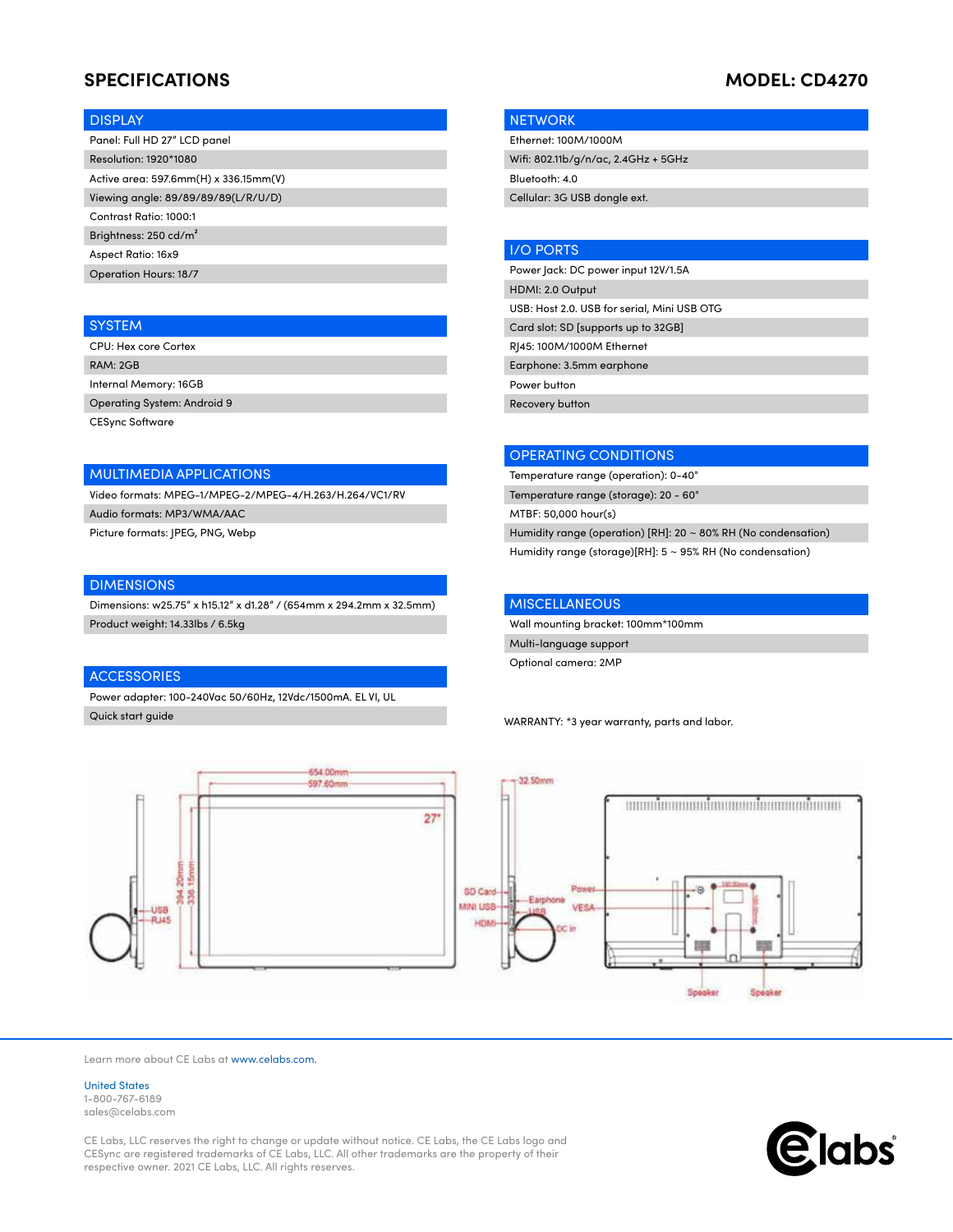## SPECIFICATIONS

## MODEL: CD4270

### DISPLAY

Panel: Full HD 27" LCD panel
Resolution: 1920*1080
Active area: 597.6mm(H) x 336.15mm(V)
Viewing angle: 89/89/89/89(L/R/U/D)
Contrast Ratio: 1000:1
Brightness: 250 cd/m²
Aspect Ratio: 16x9
Operation Hours: 18/7

### SYSTEM

CPU: Hex core Cortex
RAM: 2GB
Internal Memory: 16GB
Operating System: Android 9
CESync Software

### MULTIMEDIA APPLICATIONS

Video formats: MPEG-1/MPEG-2/MPEG-4/H.263/H.264/VC1/RV
Audio formats: MP3/WMA/AAC
Picture formats: JPEG, PNG, Webp

### DIMENSIONS

Dimensions: w25.75" x h15.12" x d1.28" / (654mm x 294.2mm x 32.5mm)
Product weight: 14.33lbs / 6.5kg

### ACCESSORIES

Power adapter: 100-240Vac 50/60Hz, 12Vdc/1500mA. EL VI, UL
Quick start guide

### NETWORK

Ethernet: 100M/1000M
Wifi: 802.11b/g/n/ac, 2.4GHz + 5GHz
Bluetooth: 4.0
Cellular: 3G USB dongle ext.

### I/O PORTS

Power Jack: DC power input 12V/1.5A
HDMI: 2.0 Output
USB: Host 2.0. USB for serial, Mini USB OTG
Card slot: SD [supports up to 32GB]
RJ45: 100M/1000M Ethernet
Earphone: 3.5mm earphone
Power button
Recovery button

### OPERATING CONDITIONS

Temperature range (operation): 0-40°
Temperature range (storage): 20 - 60°
MTBF: 50,000 hour(s)
Humidity range (operation) [RH]: 20 ~ 80% RH (No condensation)
Humidity range (storage)[RH]: 5 ~ 95% RH (No condensation)

### MISCELLANEOUS

Wall mounting bracket: 100mm*100mm
Multi-language support
Optional camera: 2MP

WARRANTY: *3 year warranty, parts and labor.

654.00mm
597.60mm
27"
364.20mm
336.15mm
USB
RJ45
32.50mm
SD Card
MINI USB
HDMI
Earphone
USB
DC In
Power
VESA
Speaker
Speaker

Learn more about CE Labs at www.celabs.com.

United States
1-800-767-6189
sales@celabs.com

CE Labs, LLC reserves the right to change or update without notice. CE Labs, the CE Labs logo and CESync are registered trademarks of CE Labs, LLC. All other trademarks are the property of their respective owner. 2021 CE Labs, LLC. All rights reserves.

labs®